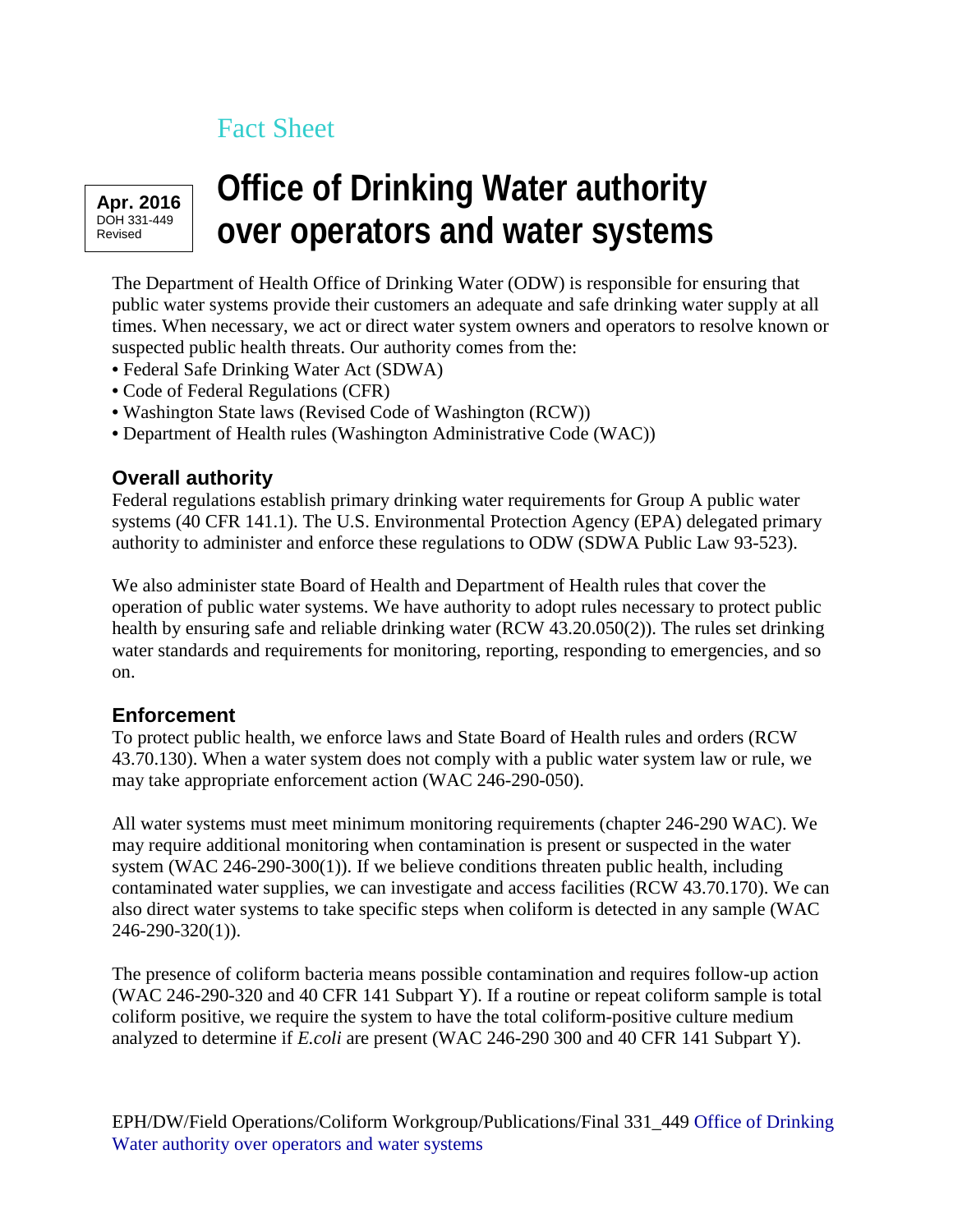Fact Sheet

Apr. 2016
DOH 331-449
Revised

# Office of Drinking Water authority over operators and water systems

The Department of Health Office of Drinking Water (ODW) is responsible for ensuring that public water systems provide their customers an adequate and safe drinking water supply at all times. When necessary, we act or direct water system owners and operators to resolve known or suspected public health threats. Our authority comes from the:

- Federal Safe Drinking Water Act (SDWA)
- Code of Federal Regulations (CFR)
- Washington State laws (Revised Code of Washington (RCW))
- Department of Health rules (Washington Administrative Code (WAC))

## Overall authority

Federal regulations establish primary drinking water requirements for Group A public water systems (40 CFR 141.1). The U.S. Environmental Protection Agency (EPA) delegated primary authority to administer and enforce these regulations to ODW (SDWA Public Law 93-523).

We also administer state Board of Health and Department of Health rules that cover the operation of public water systems. We have authority to adopt rules necessary to protect public health by ensuring safe and reliable drinking water (RCW 43.20.050(2)). The rules set drinking water standards and requirements for monitoring, reporting, responding to emergencies, and so on.

## Enforcement

To protect public health, we enforce laws and State Board of Health rules and orders (RCW 43.70.130). When a water system does not comply with a public water system law or rule, we may take appropriate enforcement action (WAC 246-290-050).

All water systems must meet minimum monitoring requirements (chapter 246-290 WAC). We may require additional monitoring when contamination is present or suspected in the water system (WAC 246-290-300(1)). If we believe conditions threaten public health, including contaminated water supplies, we can investigate and access facilities (RCW 43.70.170). We can also direct water systems to take specific steps when coliform is detected in any sample (WAC 246-290-320(1)).

The presence of coliform bacteria means possible contamination and requires follow-up action (WAC 246-290-320 and 40 CFR 141 Subpart Y). If a routine or repeat coliform sample is total coliform positive, we require the system to have the total coliform-positive culture medium analyzed to determine if *E.coli* are present (WAC 246-290 300 and 40 CFR 141 Subpart Y).

EPH/DW/Field Operations/Coliform Workgroup/Publications/Final 331_449 Office of Drinking Water authority over operators and water systems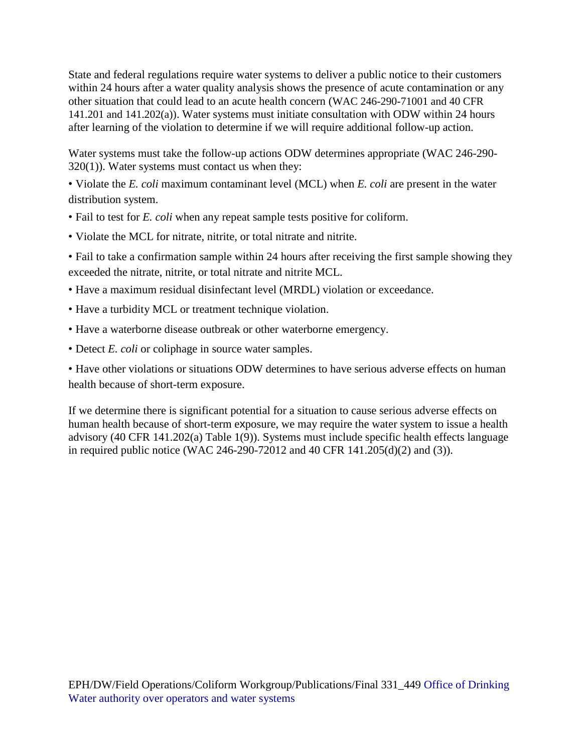State and federal regulations require water systems to deliver a public notice to their customers within 24 hours after a water quality analysis shows the presence of acute contamination or any other situation that could lead to an acute health concern (WAC 246-290-71001 and 40 CFR 141.201 and 141.202(a)). Water systems must initiate consultation with ODW within 24 hours after learning of the violation to determine if we will require additional follow-up action.

Water systems must take the follow-up actions ODW determines appropriate (WAC 246-290-320(1)). Water systems must contact us when they:

- Violate the *E. coli* maximum contaminant level (MCL) when *E. coli* are present in the water distribution system.
- Fail to test for *E. coli* when any repeat sample tests positive for coliform.
- Violate the MCL for nitrate, nitrite, or total nitrate and nitrite.
- Fail to take a confirmation sample within 24 hours after receiving the first sample showing they exceeded the nitrate, nitrite, or total nitrate and nitrite MCL.
- Have a maximum residual disinfectant level (MRDL) violation or exceedance.
- Have a turbidity MCL or treatment technique violation.
- Have a waterborne disease outbreak or other waterborne emergency.
- Detect *E. coli* or coliphage in source water samples.
- Have other violations or situations ODW determines to have serious adverse effects on human health because of short-term exposure.

If we determine there is significant potential for a situation to cause serious adverse effects on human health because of short-term exposure, we may require the water system to issue a health advisory (40 CFR 141.202(a) Table 1(9)). Systems must include specific health effects language in required public notice (WAC 246-290-72012 and 40 CFR 141.205(d)(2) and (3)).

EPH/DW/Field Operations/Coliform Workgroup/Publications/Final 331_449 Office of Drinking Water authority over operators and water systems